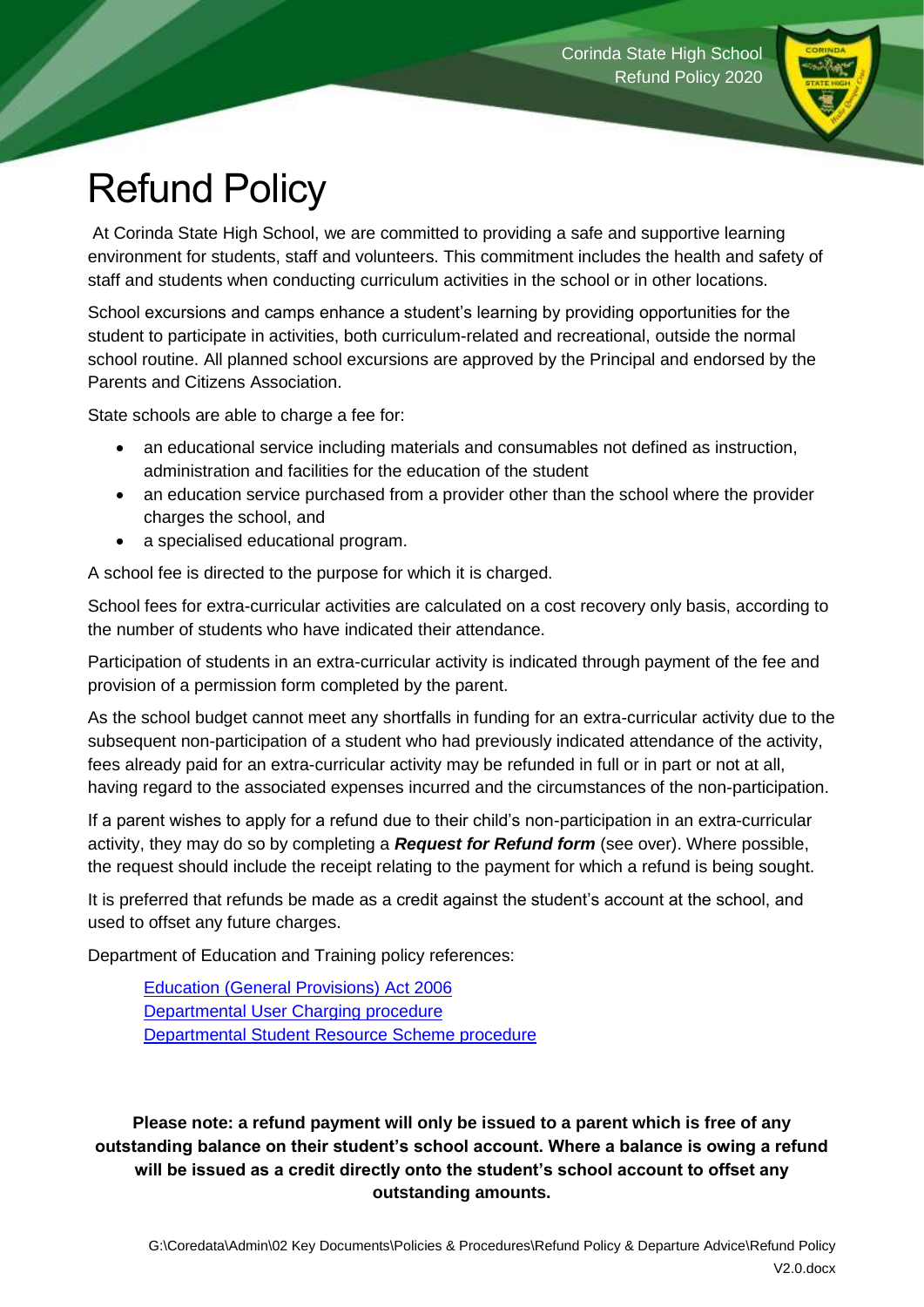# Refund Policy

At Corinda State High School, we are committed to providing a safe and supportive learning environment for students, staff and volunteers. This commitment includes the health and safety of staff and students when conducting curriculum activities in the school or in other locations.

School excursions and camps enhance a student's learning by providing opportunities for the student to participate in activities, both curriculum-related and recreational, outside the normal school routine. All planned school excursions are approved by the Principal and endorsed by the Parents and Citizens Association.

State schools are able to charge a fee for:

- an educational service including materials and consumables not defined as instruction, administration and facilities for the education of the student
- an education service purchased from a provider other than the school where the provider charges the school, and
- a specialised educational program.

A school fee is directed to the purpose for which it is charged.

School fees for extra-curricular activities are calculated on a cost recovery only basis, according to the number of students who have indicated their attendance.

Participation of students in an extra-curricular activity is indicated through payment of the fee and provision of a permission form completed by the parent.

As the school budget cannot meet any shortfalls in funding for an extra-curricular activity due to the subsequent non-participation of a student who had previously indicated attendance of the activity, fees already paid for an extra-curricular activity may be refunded in full or in part or not at all, having regard to the associated expenses incurred and the circumstances of the non-participation.

If a parent wishes to apply for a refund due to their child's non-participation in an extra-curricular activity, they may do so by completing a ***Request for Refund form*** (see over). Where possible, the request should include the receipt relating to the payment for which a refund is being sought.

It is preferred that refunds be made as a credit against the student's account at the school, and used to offset any future charges.

Department of Education and Training policy references:

Education (General Provisions) Act 2006
Departmental User Charging procedure
Departmental Student Resource Scheme procedure

**Please note: a refund payment will only be issued to a parent which is free of any outstanding balance on their student's school account. Where a balance is owing a refund will be issued as a credit directly onto the student's school account to offset any outstanding amounts.**

G:\Coredata\Admin\02 Key Documents\Policies & Procedures\Refund Policy & Departure Advice\Refund Policy V2.0.docx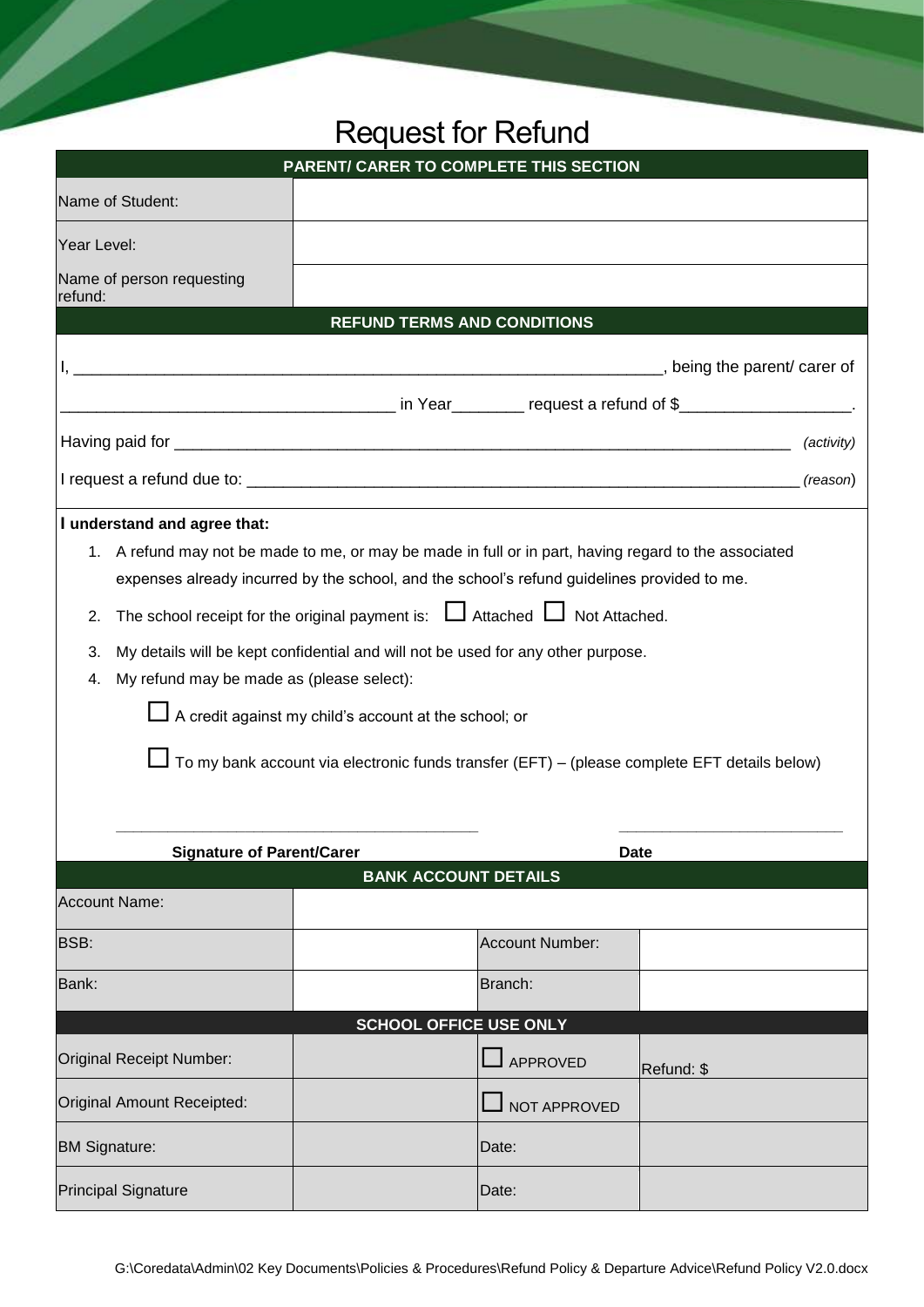# Request for Refund

| PARENT/ CARER TO COMPLETE THIS SECTION | |
|---|---|
| Name of Student: | |
| Year Level: | |
| Name of person requesting refund: | |

## REFUND TERMS AND CONDITIONS

I, ________________________________________________________________, being the parent/ carer of

____________________________________ in Year________ request a refund of $___________________.

Having paid for ______________________________________________________________________ *(activity)*

I request a refund due to: _______________________________________________________________ *(reason)*

**I understand and agree that:**

1. A refund may not be made to me, or may be made in full or in part, having regard to the associated expenses already incurred by the school, and the school's refund guidelines provided to me.
2. The school receipt for the original payment is: ☐ Attached ☐ Not Attached.
3. My details will be kept confidential and will not be used for any other purpose.
4. My refund may be made as (please select):

   ☐ A credit against my child's account at the school; or

   ☐ To my bank account via electronic funds transfer (EFT) – (please complete EFT details below)

_________________________________________ &nbsp;&nbsp;&nbsp;&nbsp; _________________________

**Signature of Parent/Carer** &nbsp;&nbsp;&nbsp;&nbsp; **Date**

| BANK ACCOUNT DETAILS | | | |
|---|---|---|---|
| Account Name: | | | |
| BSB: | | Account Number: | |
| Bank: | | Branch: | |

| SCHOOL OFFICE USE ONLY | | | |
|---|---|---|---|
| Original Receipt Number: | | ☐ APPROVED | Refund: $ |
| Original Amount Receipted: | | ☐ NOT APPROVED | |
| BM Signature: | | Date: | |
| Principal Signature | | Date: | |

G:\Coredata\Admin\02 Key Documents\Policies & Procedures\Refund Policy & Departure Advice\Refund Policy V2.0.docx